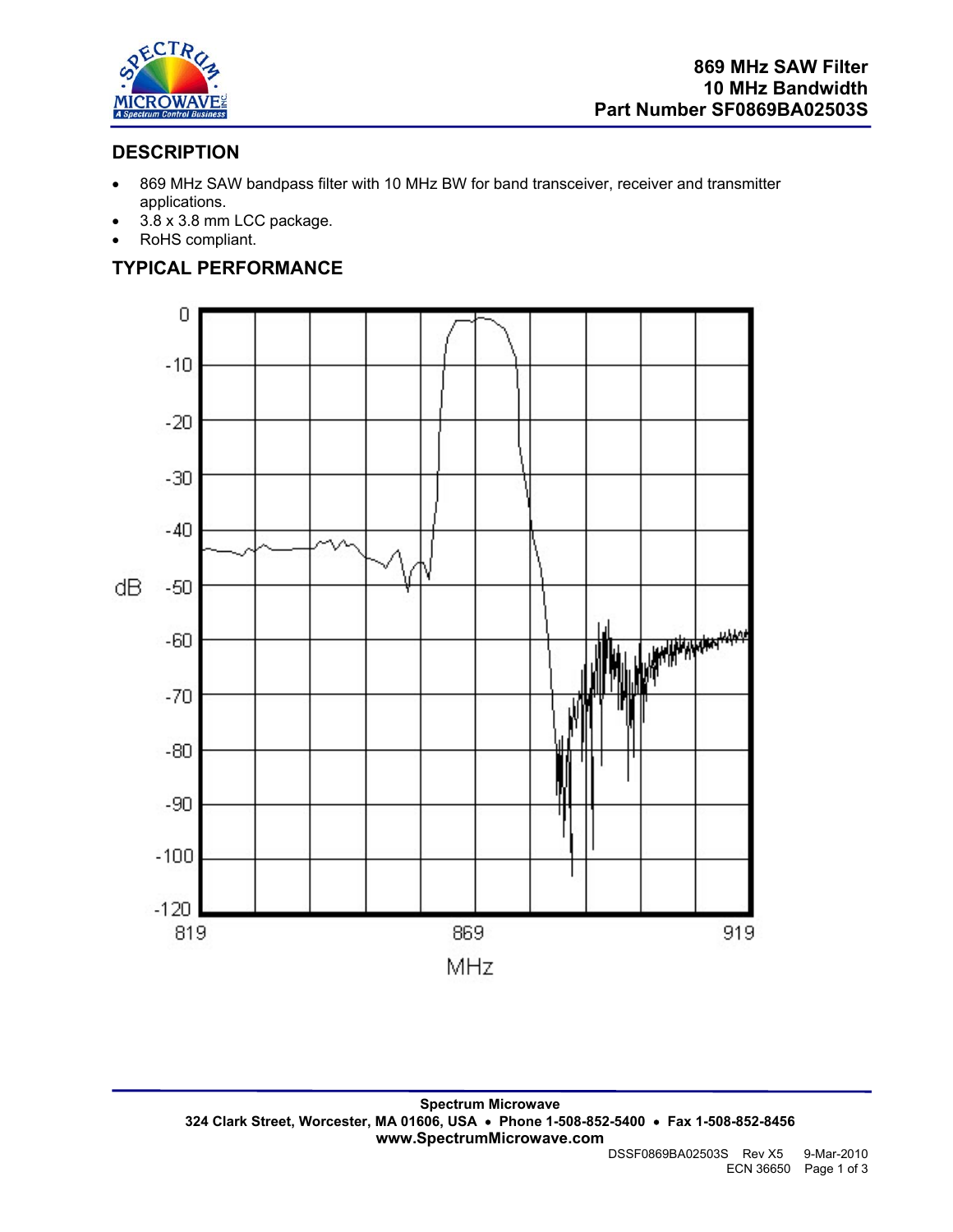**869 MHz SAW Filter**
**10 MHz Bandwidth**
**Part Number SF0869BA02503S**

## DESCRIPTION

- 869 MHz SAW bandpass filter with 10 MHz BW for band transceiver, receiver and transmitter applications.
- 3.8 x 3.8 mm LCC package.
- RoHS compliant.

## TYPICAL PERFORMANCE

**Spectrum Microwave**
**324 Clark Street, Worcester, MA 01606, USA • Phone 1-508-852-5400 • Fax 1-508-852-8456**
**www.SpectrumMicrowave.com**

DSSF0869BA02503S Rev X5 9-Mar-2010
ECN 36650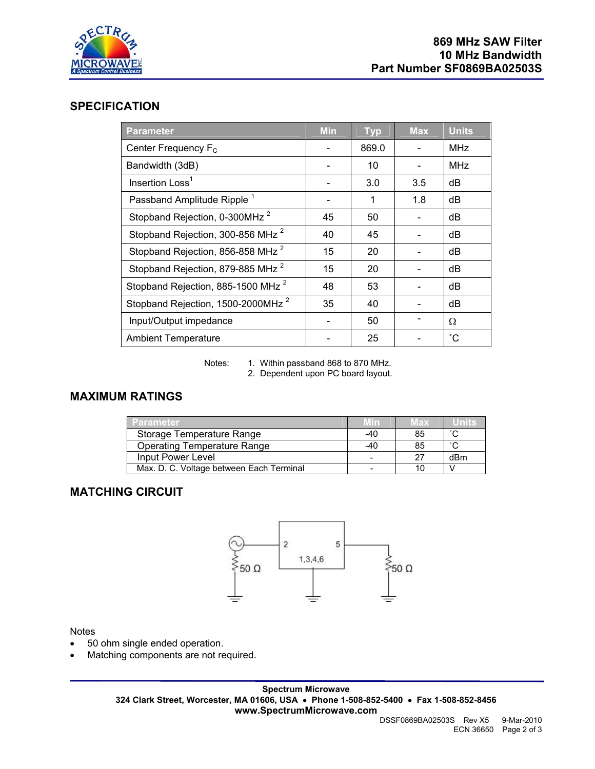# 869 MHz SAW Filter
## 10 MHz Bandwidth
## Part Number SF0869BA02503S

## SPECIFICATION

| Parameter | Min | Typ | Max | Units |
|---|---|---|---|---|
| Center Frequency $F_C$ | - | 869.0 | - | MHz |
| Bandwidth (3dB) | - | 10 | - | MHz |
| Insertion Loss[1] | - | 3.0 | 3.5 | dB |
| Passband Amplitude Ripple [1] | - | 1 | 1.8 | dB |
| Stopband Rejection, 0-300MHz [2] | 45 | 50 | - | dB |
| Stopband Rejection, 300-856 MHz [2] | 40 | 45 | - | dB |
| Stopband Rejection, 856-858 MHz [2] | 15 | 20 | - | dB |
| Stopband Rejection, 879-885 MHz [2] | 15 | 20 | - | dB |
| Stopband Rejection, 885-1500 MHz [2] | 48 | 53 | - | dB |
| Stopband Rejection, 1500-2000MHz [2] | 35 | 40 | - | dB |
| Input/Output impedance | - | 50 | - | Ω |
| Ambient Temperature | - | 25 | - | ˚C |

Notes:
1. Within passband 868 to 870 MHz.
2. Dependent upon PC board layout.

## MAXIMUM RATINGS

| Parameter | Min | Max | Units |
|---|---|---|---|
| Storage Temperature Range | -40 | 85 | ˚C |
| Operating Temperature Range | -40 | 85 | ˚C |
| Input Power Level | - | 27 | dBm |
| Max. D. C. Voltage between Each Terminal | - | 10 | V |

## MATCHING CIRCUIT

Notes
- 50 ohm single ended operation.
- Matching components are not required.

**Spectrum Microwave**
**324 Clark Street, Worcester, MA 01606, USA • Phone 1-508-852-5400 • Fax 1-508-852-8456**
**www.SpectrumMicrowave.com**

DSSF0869BA02503S Rev X5 9-Mar-2010
ECN 36650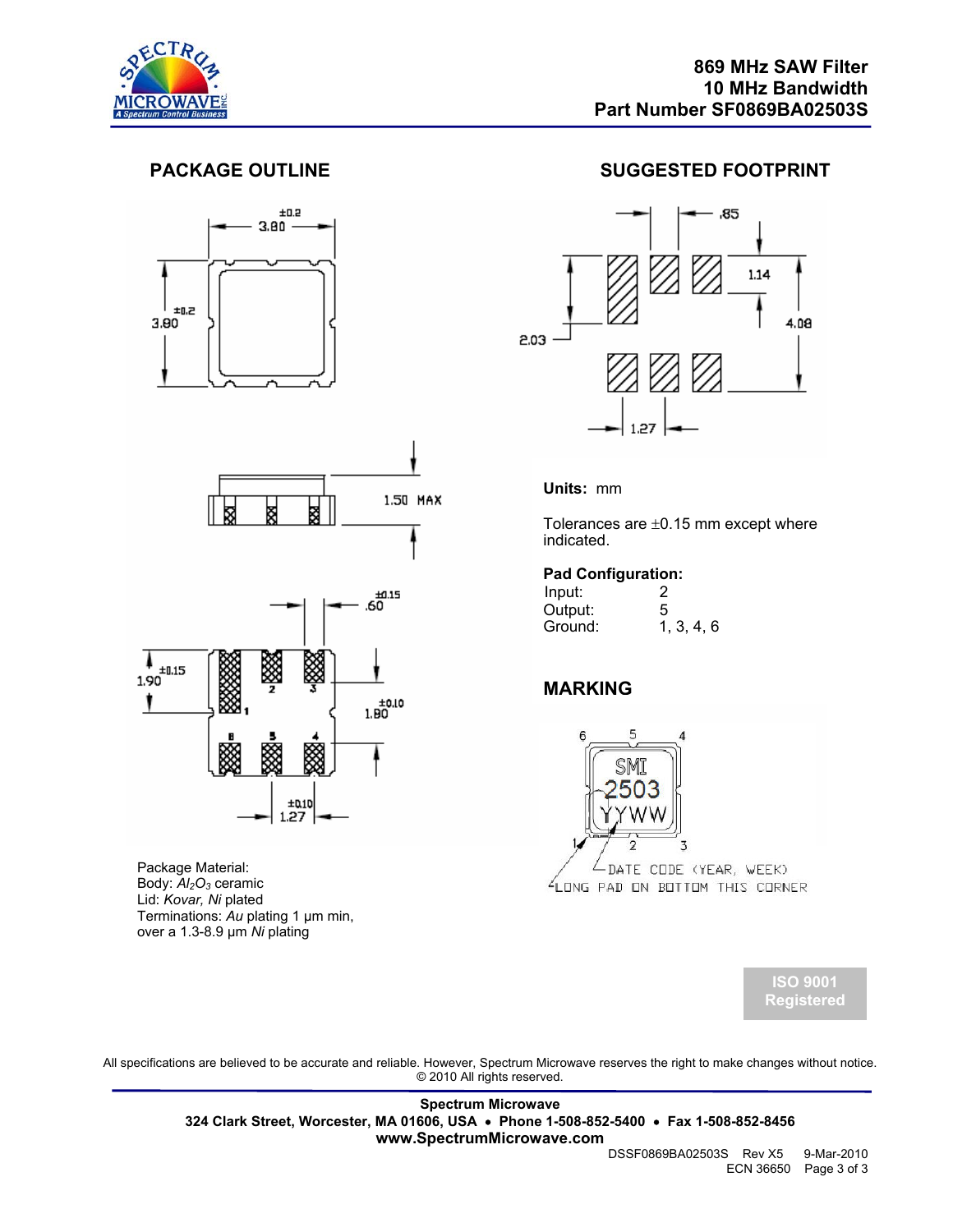# 869 MHz SAW Filter
# 10 MHz Bandwidth
# Part Number SF0869BA02503S

## PACKAGE OUTLINE

±0.2
3.80

±0.2
3.80

1.50 MAX

±0.15
.60

±0.15
1.90

±0.10
1.80

±0.10
1.27

Package Material:
Body: $Al_2O_3$ ceramic
Lid: *Kovar, Ni* plated
Terminations: *Au* plating 1 µm min,
over a 1.3-8.9 µm *Ni* plating

## SUGGESTED FOOTPRINT

.85

1.14

4.08

2.03

1.27

**Units:** mm

Tolerances are ±0.15 mm except where indicated.

**Pad Configuration:**

| | |
|---|---|
| Input: | 2 |
| Output: | 5 |
| Ground: | 1, 3, 4, 6 |

## MARKING

6 5 4

SMI
2503
YYWW

1 2 3

DATE CODE (YEAR, WEEK)
LONG PAD ON BOTTOM THIS CORNER

ISO 9001
Registered

All specifications are believed to be accurate and reliable. However, Spectrum Microwave reserves the right to make changes without notice.
© 2010 All rights reserved.

**Spectrum Microwave**
**324 Clark Street, Worcester, MA 01606, USA • Phone 1-508-852-5400 • Fax 1-508-852-8456**
**www.SpectrumMicrowave.com**

DSSF0869BA02503S Rev X5 9-Mar-2010
ECN 36650